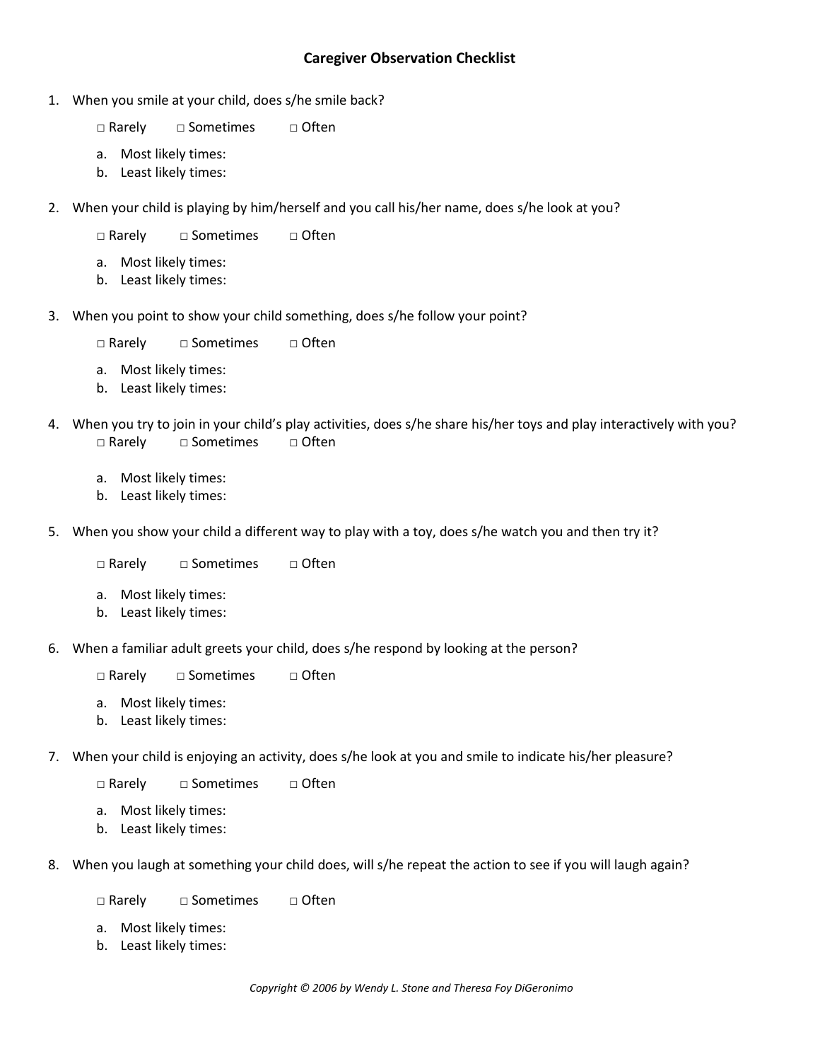# Caregiver Observation Checklist

1. When you smile at your child, does s/he smile back?

   □ Rarely □ Sometimes □ Often

   a. Most likely times:
   b. Least likely times:

2. When your child is playing by him/herself and you call his/her name, does s/he look at you?

   □ Rarely □ Sometimes □ Often

   a. Most likely times:
   b. Least likely times:

3. When you point to show your child something, does s/he follow your point?

   □ Rarely □ Sometimes □ Often

   a. Most likely times:
   b. Least likely times:

4. When you try to join in your child's play activities, does s/he share his/her toys and play interactively with you?

   □ Rarely □ Sometimes □ Often

   a. Most likely times:
   b. Least likely times:

5. When you show your child a different way to play with a toy, does s/he watch you and then try it?

   □ Rarely □ Sometimes □ Often

   a. Most likely times:
   b. Least likely times:

6. When a familiar adult greets your child, does s/he respond by looking at the person?

   □ Rarely □ Sometimes □ Often

   a. Most likely times:
   b. Least likely times:

7. When your child is enjoying an activity, does s/he look at you and smile to indicate his/her pleasure?

   □ Rarely □ Sometimes □ Often

   a. Most likely times:
   b. Least likely times:

8. When you laugh at something your child does, will s/he repeat the action to see if you will laugh again?

   □ Rarely □ Sometimes □ Often

   a. Most likely times:
   b. Least likely times:

*Copyright © 2006 by Wendy L. Stone and Theresa Foy DiGeronimo*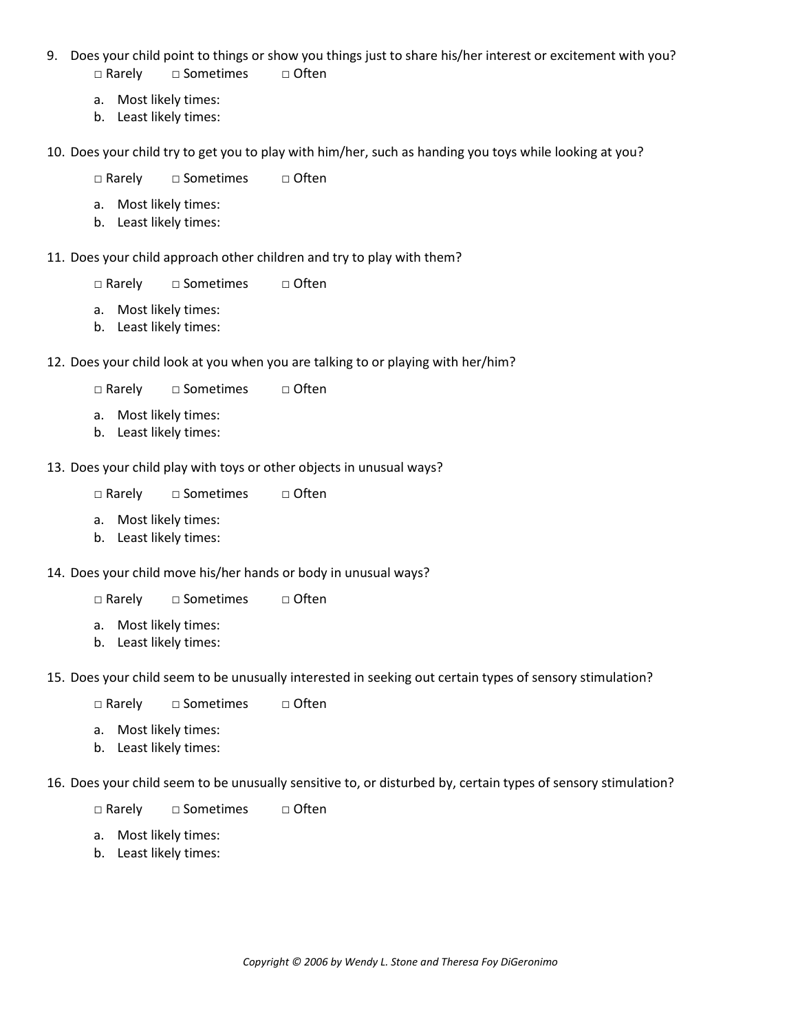9. Does your child point to things or show you things just to share his/her interest or excitement with you?

   □ Rarely  □ Sometimes  □ Often

   a. Most likely times:
   b. Least likely times:

10. Does your child try to get you to play with him/her, such as handing you toys while looking at you?

    □ Rarely  □ Sometimes  □ Often

    a. Most likely times:
    b. Least likely times:

11. Does your child approach other children and try to play with them?

    □ Rarely  □ Sometimes  □ Often

    a. Most likely times:
    b. Least likely times:

12. Does your child look at you when you are talking to or playing with her/him?

    □ Rarely  □ Sometimes  □ Often

    a. Most likely times:
    b. Least likely times:

13. Does your child play with toys or other objects in unusual ways?

    □ Rarely  □ Sometimes  □ Often

    a. Most likely times:
    b. Least likely times:

14. Does your child move his/her hands or body in unusual ways?

    □ Rarely  □ Sometimes  □ Often

    a. Most likely times:
    b. Least likely times:

15. Does your child seem to be unusually interested in seeking out certain types of sensory stimulation?

    □ Rarely  □ Sometimes  □ Often

    a. Most likely times:
    b. Least likely times:

16. Does your child seem to be unusually sensitive to, or disturbed by, certain types of sensory stimulation?

    □ Rarely  □ Sometimes  □ Often

    a. Most likely times:
    b. Least likely times:

*Copyright © 2006 by Wendy L. Stone and Theresa Foy DiGeronimo*